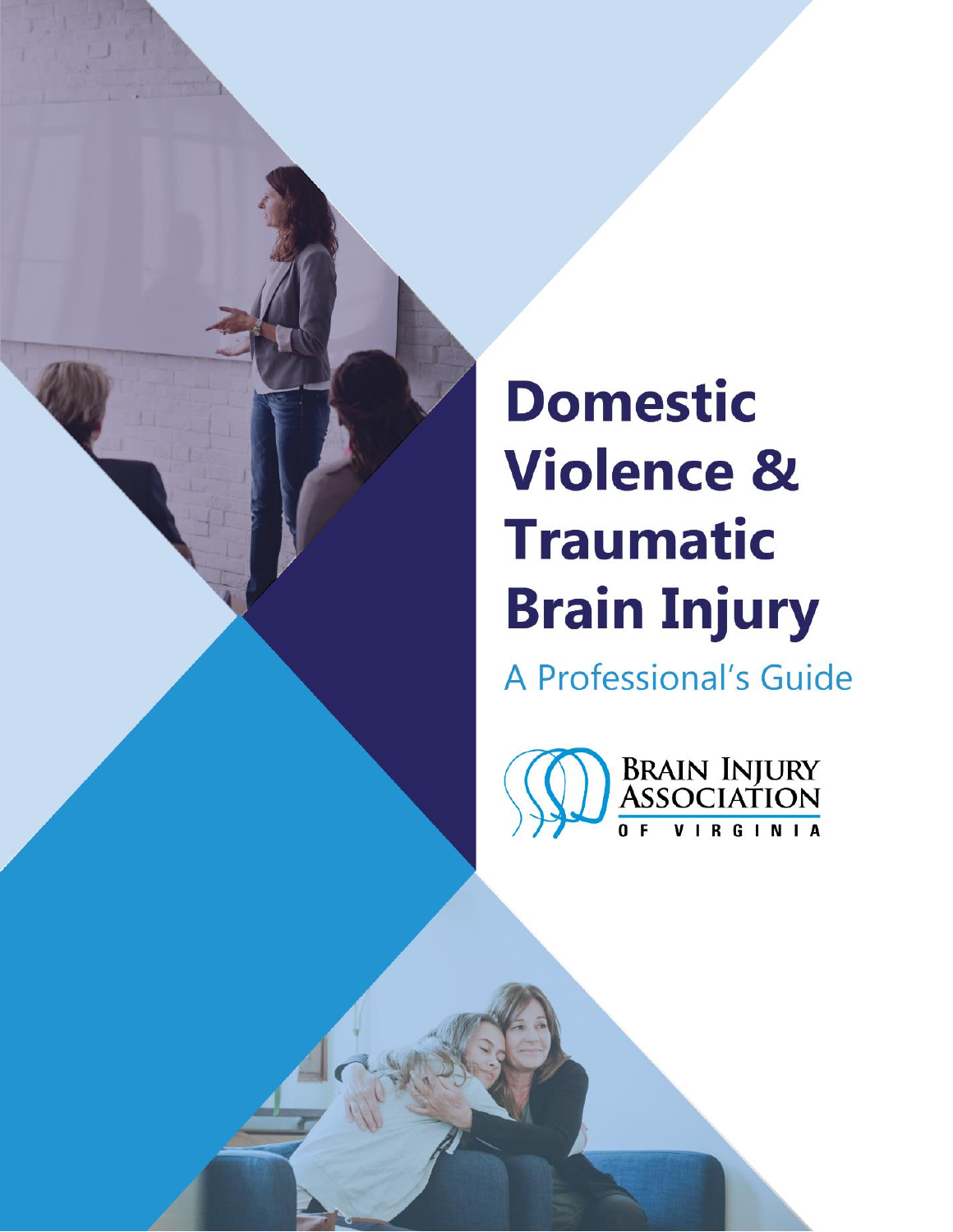# Domestic Violence & Traumatic Brain Injury

## A Professional's Guide

BRAIN INJURY ASSOCIATION OF VIRGINIA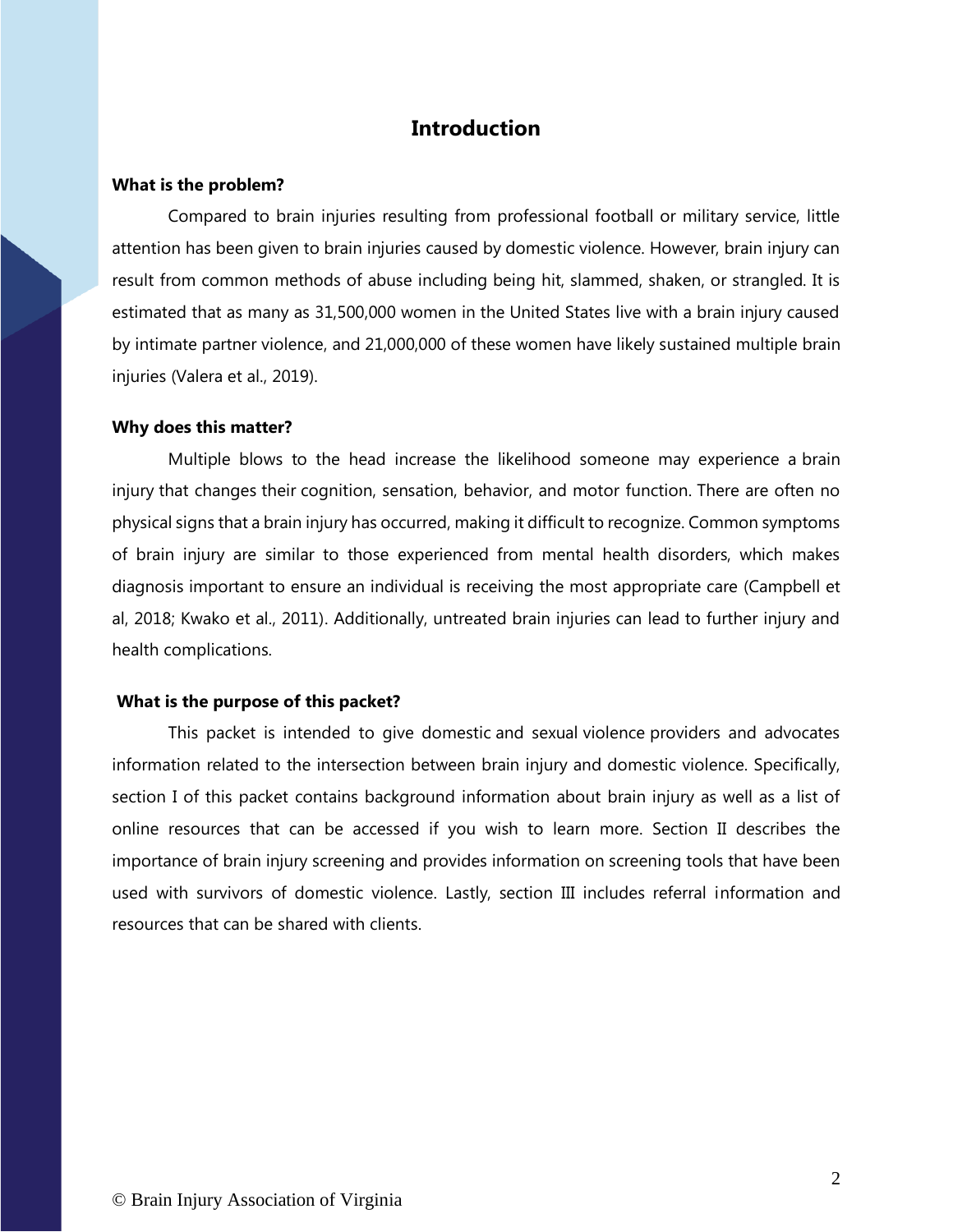# Introduction

**What is the problem?**

Compared to brain injuries resulting from professional football or military service, little attention has been given to brain injuries caused by domestic violence. However, brain injury can result from common methods of abuse including being hit, slammed, shaken, or strangled. It is estimated that as many as 31,500,000 women in the United States live with a brain injury caused by intimate partner violence, and 21,000,000 of these women have likely sustained multiple brain injuries (Valera et al., 2019).

**Why does this matter?**

Multiple blows to the head increase the likelihood someone may experience a brain injury that changes their cognition, sensation, behavior, and motor function. There are often no physical signs that a brain injury has occurred, making it difficult to recognize. Common symptoms of brain injury are similar to those experienced from mental health disorders, which makes diagnosis important to ensure an individual is receiving the most appropriate care (Campbell et al, 2018; Kwako et al., 2011). Additionally, untreated brain injuries can lead to further injury and health complications.

**What is the purpose of this packet?**

This packet is intended to give domestic and sexual violence providers and advocates information related to the intersection between brain injury and domestic violence. Specifically, section I of this packet contains background information about brain injury as well as a list of online resources that can be accessed if you wish to learn more. Section II describes the importance of brain injury screening and provides information on screening tools that have been used with survivors of domestic violence. Lastly, section III includes referral information and resources that can be shared with clients.

© Brain Injury Association of Virginia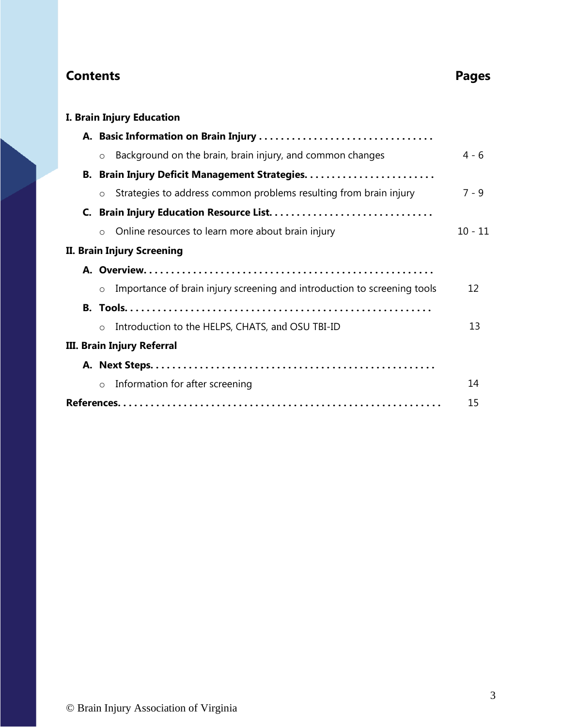## Contents

**Pages**

**I. Brain Injury Education**

**A. Basic Information on Brain Injury . . . . . . . . . . . . . . . . . . . . . . . . . . . . . . . .**

- Background on the brain, brain injury, and common changes — 4 - 6

**B. Brain Injury Deficit Management Strategies. . . . . . . . . . . . . . . . . . . . . . . .**

- Strategies to address common problems resulting from brain injury — 7 - 9

**C. Brain Injury Education Resource List. . . . . . . . . . . . . . . . . . . . . . . . . . . . .**

- Online resources to learn more about brain injury — 10 - 11

**II. Brain Injury Screening**

**A. Overview. . . . . . . . . . . . . . . . . . . . . . . . . . . . . . . . . . . . . . . . . . . . . . . . . . . .**

- Importance of brain injury screening and introduction to screening tools — 12

**B. Tools. . . . . . . . . . . . . . . . . . . . . . . . . . . . . . . . . . . . . . . . . . . . . . . . . . . . . .**

- Introduction to the HELPS, CHATS, and OSU TBI-ID — 13

**III. Brain Injury Referral**

**A. Next Steps. . . . . . . . . . . . . . . . . . . . . . . . . . . . . . . . . . . . . . . . . . . . . . . . . .**

- Information for after screening — 14

**References. . . . . . . . . . . . . . . . . . . . . . . . . . . . . . . . . . . . . . . . . . . . . . . . . . . . . . . .** 15

© Brain Injury Association of Virginia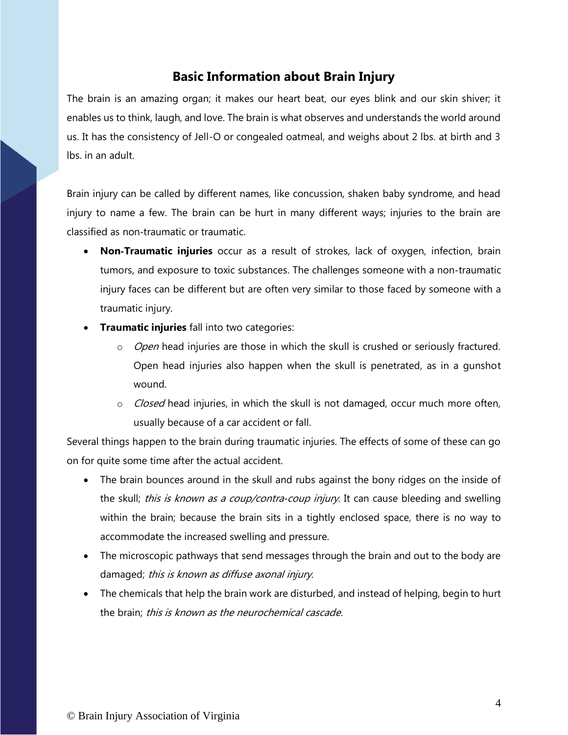## Basic Information about Brain Injury

The brain is an amazing organ; it makes our heart beat, our eyes blink and our skin shiver; it enables us to think, laugh, and love. The brain is what observes and understands the world around us. It has the consistency of Jell-O or congealed oatmeal, and weighs about 2 lbs. at birth and 3 lbs. in an adult.

Brain injury can be called by different names, like concussion, shaken baby syndrome, and head injury to name a few. The brain can be hurt in many different ways; injuries to the brain are classified as non-traumatic or traumatic.

- **Non-Traumatic injuries** occur as a result of strokes, lack of oxygen, infection, brain tumors, and exposure to toxic substances. The challenges someone with a non-traumatic injury faces can be different but are often very similar to those faced by someone with a traumatic injury.
- **Traumatic injuries** fall into two categories:
  - *Open* head injuries are those in which the skull is crushed or seriously fractured. Open head injuries also happen when the skull is penetrated, as in a gunshot wound.
  - *Closed* head injuries, in which the skull is not damaged, occur much more often, usually because of a car accident or fall.

Several things happen to the brain during traumatic injuries. The effects of some of these can go on for quite some time after the actual accident.

- The brain bounces around in the skull and rubs against the bony ridges on the inside of the skull; *this is known as a coup/contra-coup injury.* It can cause bleeding and swelling within the brain; because the brain sits in a tightly enclosed space, there is no way to accommodate the increased swelling and pressure.
- The microscopic pathways that send messages through the brain and out to the body are damaged; *this is known as diffuse axonal injury.*
- The chemicals that help the brain work are disturbed, and instead of helping, begin to hurt the brain; *this is known as the neurochemical cascade*.

© Brain Injury Association of Virginia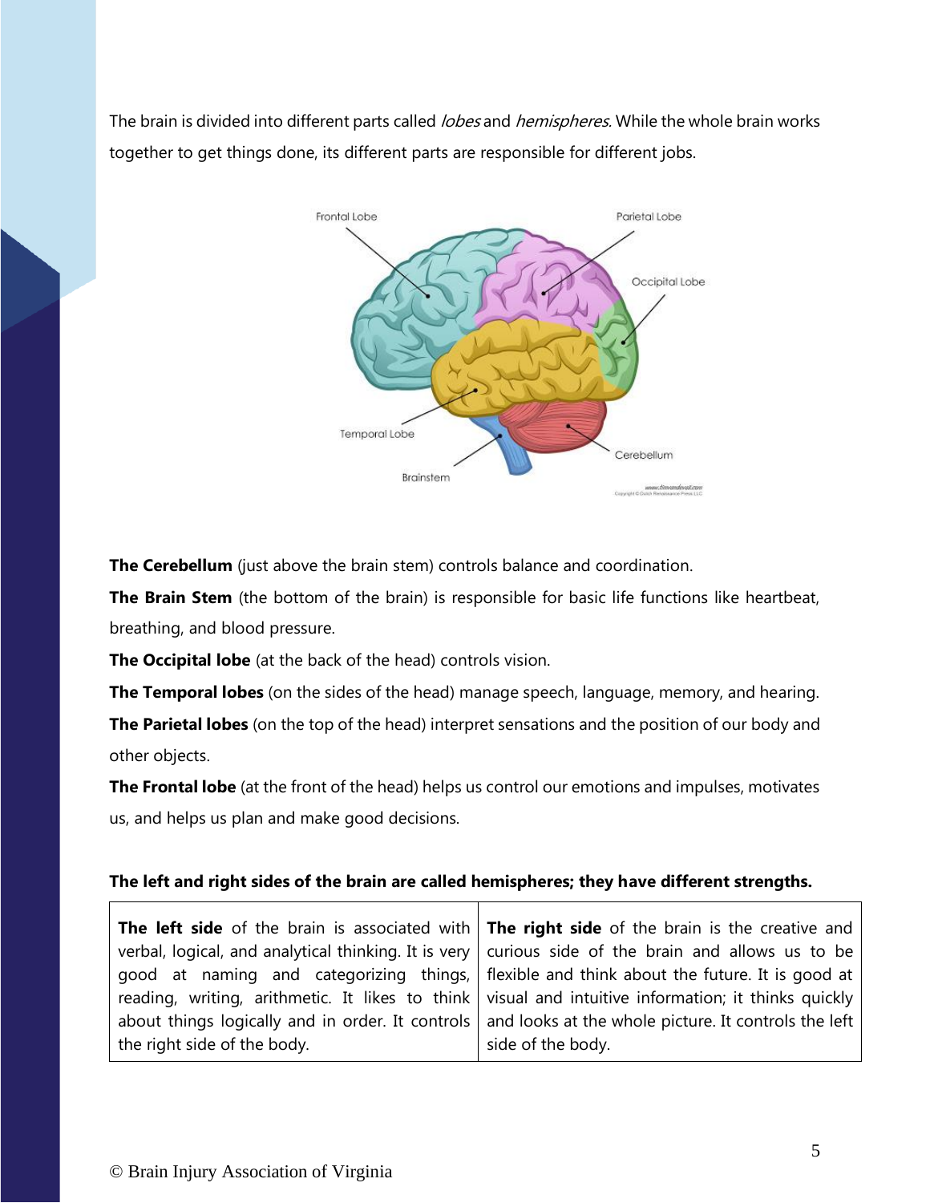The brain is divided into different parts called *lobes* and *hemispheres.* While the whole brain works together to get things done, its different parts are responsible for different jobs.

Frontal Lobe
Parietal Lobe
Occipital Lobe
Temporal Lobe
Cerebellum
Brainstem

**The Cerebellum** (just above the brain stem) controls balance and coordination.

**The Brain Stem** (the bottom of the brain) is responsible for basic life functions like heartbeat, breathing, and blood pressure.

**The Occipital lobe** (at the back of the head) controls vision.

**The Temporal lobes** (on the sides of the head) manage speech, language, memory, and hearing.

**The Parietal lobes** (on the top of the head) interpret sensations and the position of our body and other objects.

**The Frontal lobe** (at the front of the head) helps us control our emotions and impulses, motivates us, and helps us plan and make good decisions.

**The left and right sides of the brain are called hemispheres; they have different strengths.**

| | |
|---|---|
| **The left side** of the brain is associated with verbal, logical, and analytical thinking. It is very good at naming and categorizing things, reading, writing, arithmetic. It likes to think about things logically and in order. It controls the right side of the body. | **The right side** of the brain is the creative and curious side of the brain and allows us to be flexible and think about the future. It is good at visual and intuitive information; it thinks quickly and looks at the whole picture. It controls the left side of the body. |

© Brain Injury Association of Virginia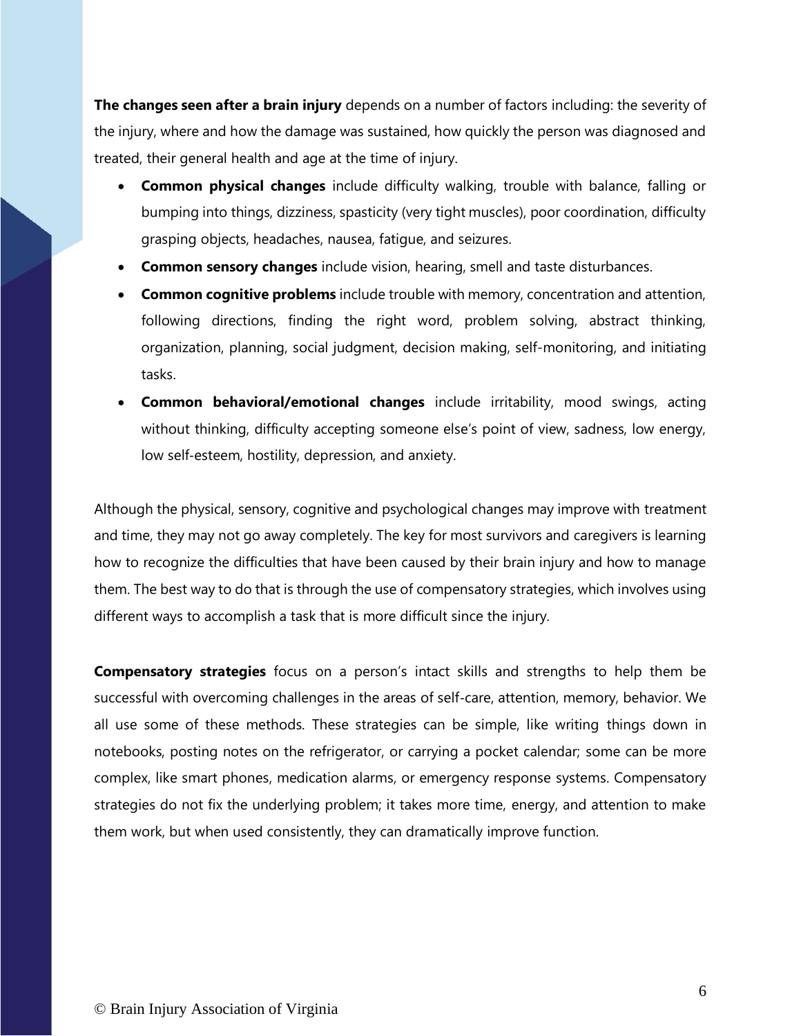**The changes seen after a brain injury** depends on a number of factors including: the severity of the injury, where and how the damage was sustained, how quickly the person was diagnosed and treated, their general health and age at the time of injury.

- **Common physical changes** include difficulty walking, trouble with balance, falling or bumping into things, dizziness, spasticity (very tight muscles), poor coordination, difficulty grasping objects, headaches, nausea, fatigue, and seizures.
- **Common sensory changes** include vision, hearing, smell and taste disturbances.
- **Common cognitive problems** include trouble with memory, concentration and attention, following directions, finding the right word, problem solving, abstract thinking, organization, planning, social judgment, decision making, self-monitoring, and initiating tasks.
- **Common behavioral/emotional changes** include irritability, mood swings, acting without thinking, difficulty accepting someone else's point of view, sadness, low energy, low self-esteem, hostility, depression, and anxiety.

Although the physical, sensory, cognitive and psychological changes may improve with treatment and time, they may not go away completely. The key for most survivors and caregivers is learning how to recognize the difficulties that have been caused by their brain injury and how to manage them. The best way to do that is through the use of compensatory strategies, which involves using different ways to accomplish a task that is more difficult since the injury.

**Compensatory strategies** focus on a person's intact skills and strengths to help them be successful with overcoming challenges in the areas of self-care, attention, memory, behavior. We all use some of these methods. These strategies can be simple, like writing things down in notebooks, posting notes on the refrigerator, or carrying a pocket calendar; some can be more complex, like smart phones, medication alarms, or emergency response systems. Compensatory strategies do not fix the underlying problem; it takes more time, energy, and attention to make them work, but when used consistently, they can dramatically improve function.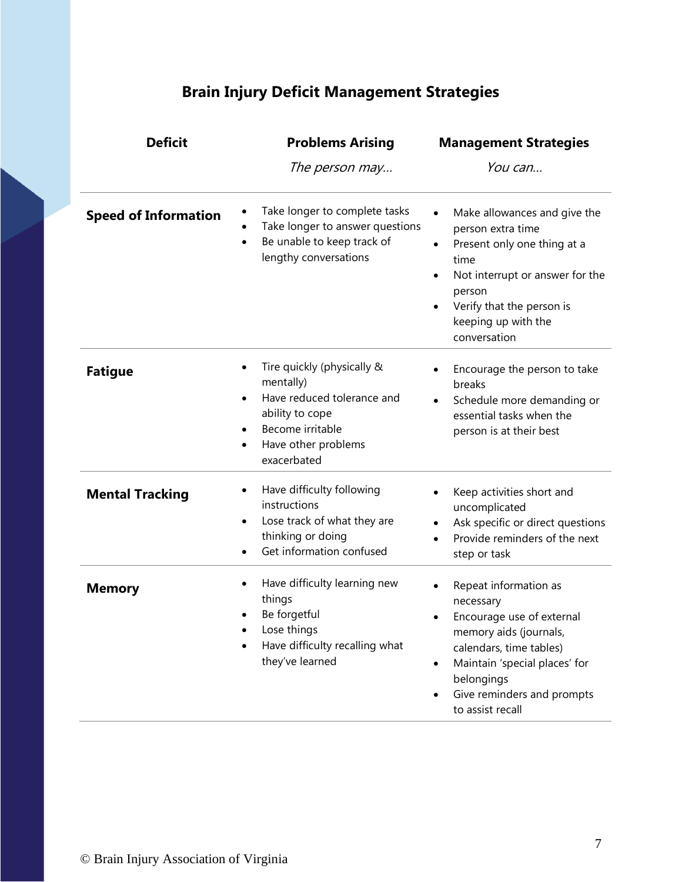## Brain Injury Deficit Management Strategies

| Deficit | Problems Arising<br>*The person may…* | Management Strategies<br>*You can…* |
|---|---|---|
| **Speed of Information** | • Take longer to complete tasks<br>• Take longer to answer questions<br>• Be unable to keep track of lengthy conversations | • Make allowances and give the person extra time<br>• Present only one thing at a time<br>• Not interrupt or answer for the person<br>• Verify that the person is keeping up with the conversation |
| **Fatigue** | • Tire quickly (physically & mentally)<br>• Have reduced tolerance and ability to cope<br>• Become irritable<br>• Have other problems exacerbated | • Encourage the person to take breaks<br>• Schedule more demanding or essential tasks when the person is at their best |
| **Mental Tracking** | • Have difficulty following instructions<br>• Lose track of what they are thinking or doing<br>• Get information confused | • Keep activities short and uncomplicated<br>• Ask specific or direct questions<br>• Provide reminders of the next step or task |
| **Memory** | • Have difficulty learning new things<br>• Be forgetful<br>• Lose things<br>• Have difficulty recalling what they've learned | • Repeat information as necessary<br>• Encourage use of external memory aids (journals, calendars, time tables)<br>• Maintain 'special places' for belongings<br>• Give reminders and prompts to assist recall |

© Brain Injury Association of Virginia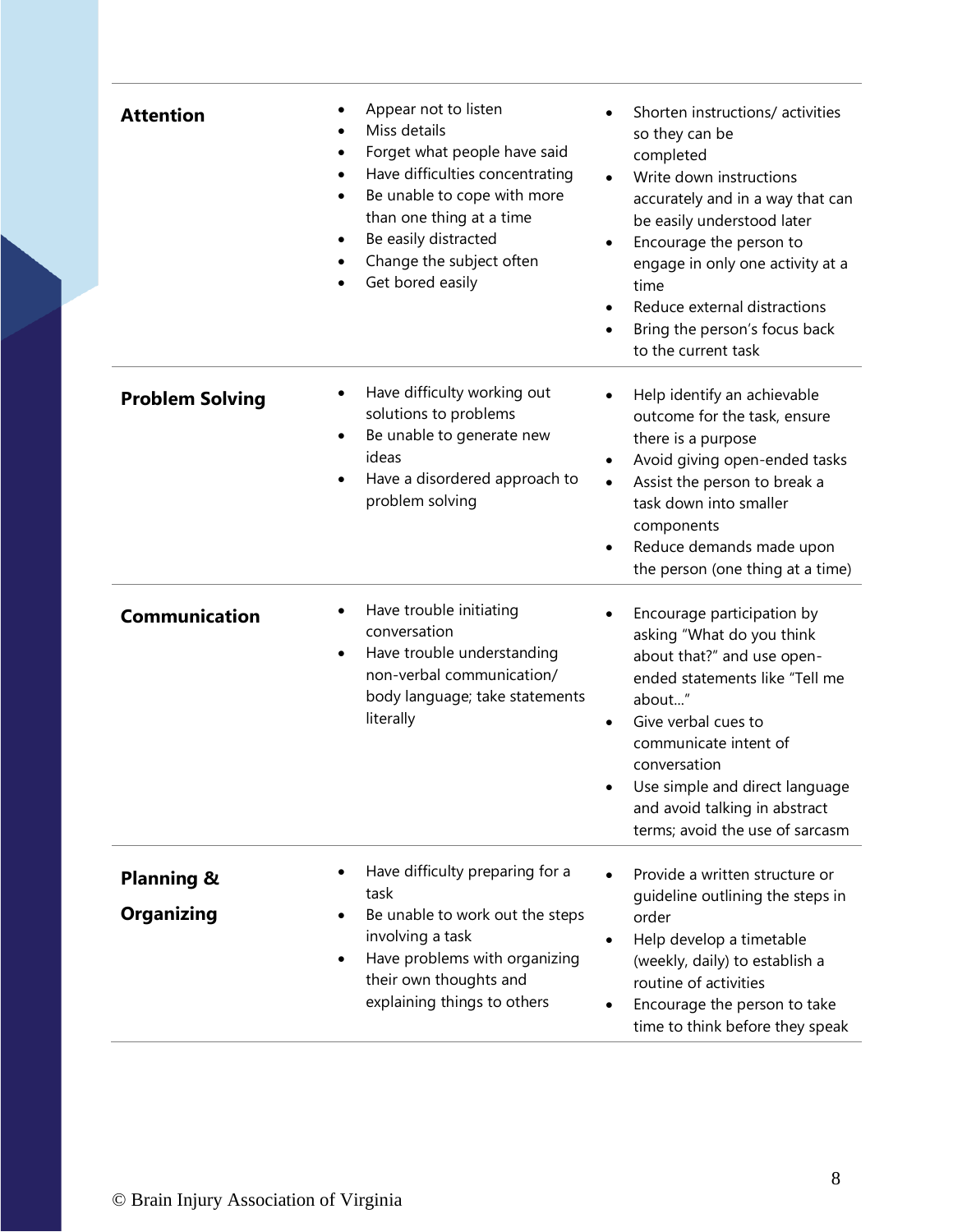| | | |
|---|---|---|
| **Attention** | • Appear not to listen<br>• Miss details<br>• Forget what people have said<br>• Have difficulties concentrating<br>• Be unable to cope with more than one thing at a time<br>• Be easily distracted<br>• Change the subject often<br>• Get bored easily | • Shorten instructions/ activities so they can be completed<br>• Write down instructions accurately and in a way that can be easily understood later<br>• Encourage the person to engage in only one activity at a time<br>• Reduce external distractions<br>• Bring the person's focus back to the current task |
| **Problem Solving** | • Have difficulty working out solutions to problems<br>• Be unable to generate new ideas<br>• Have a disordered approach to problem solving | • Help identify an achievable outcome for the task, ensure there is a purpose<br>• Avoid giving open-ended tasks<br>• Assist the person to break a task down into smaller components<br>• Reduce demands made upon the person (one thing at a time) |
| **Communication** | • Have trouble initiating conversation<br>• Have trouble understanding non-verbal communication/ body language; take statements literally | • Encourage participation by asking "What do you think about that?" and use open-ended statements like "Tell me about…"<br>• Give verbal cues to communicate intent of conversation<br>• Use simple and direct language and avoid talking in abstract terms; avoid the use of sarcasm |
| **Planning & Organizing** | • Have difficulty preparing for a task<br>• Be unable to work out the steps involving a task<br>• Have problems with organizing their own thoughts and explaining things to others | • Provide a written structure or guideline outlining the steps in order<br>• Help develop a timetable (weekly, daily) to establish a routine of activities<br>• Encourage the person to take time to think before they speak |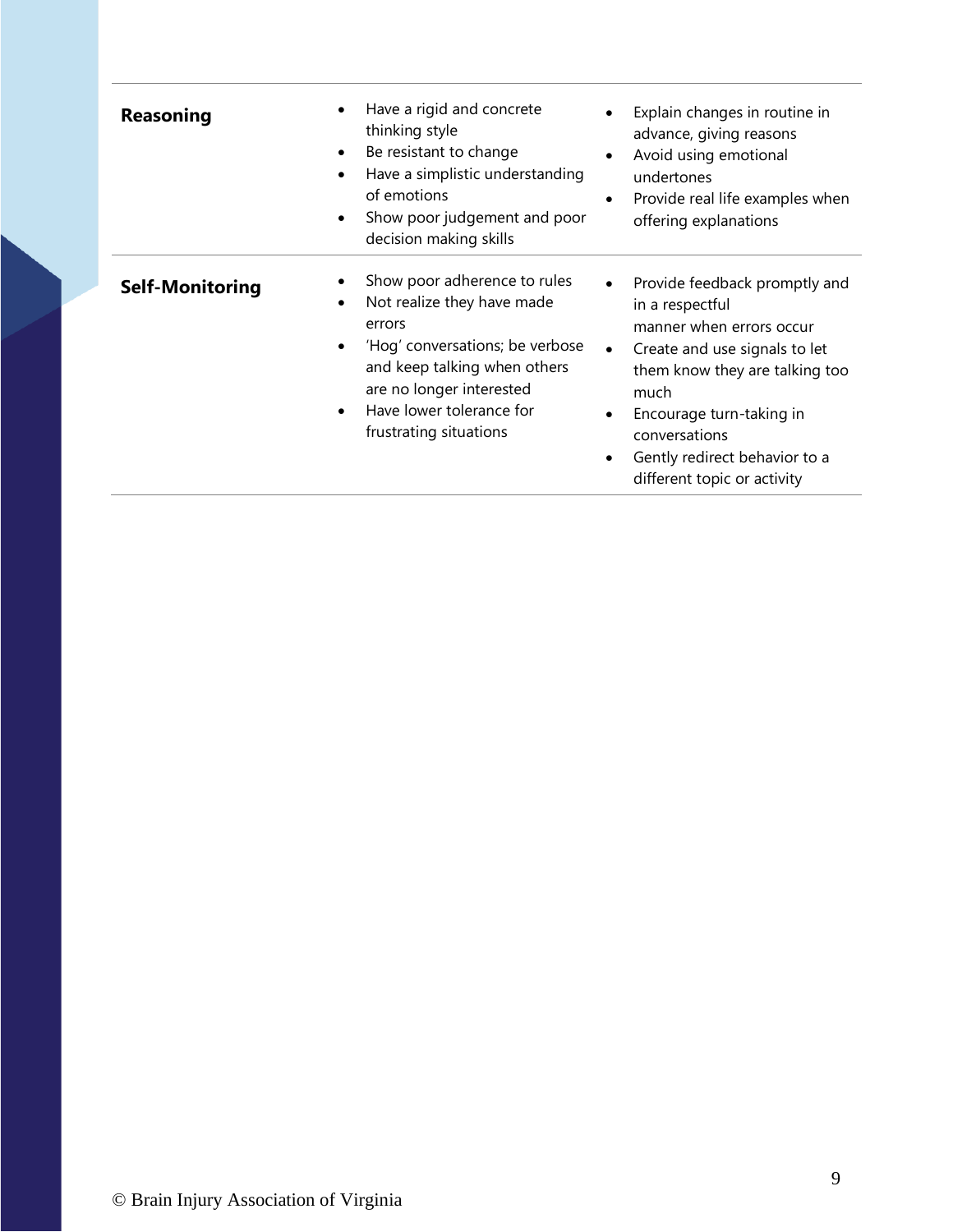| | | |
|---|---|---|
| **Reasoning** | • Have a rigid and concrete thinking style<br>• Be resistant to change<br>• Have a simplistic understanding of emotions<br>• Show poor judgement and poor decision making skills | • Explain changes in routine in advance, giving reasons<br>• Avoid using emotional undertones<br>• Provide real life examples when offering explanations |
| **Self-Monitoring** | • Show poor adherence to rules<br>• Not realize they have made errors<br>• 'Hog' conversations; be verbose and keep talking when others are no longer interested<br>• Have lower tolerance for frustrating situations | • Provide feedback promptly and in a respectful manner when errors occur<br>• Create and use signals to let them know they are talking too much<br>• Encourage turn-taking in conversations<br>• Gently redirect behavior to a different topic or activity |

© Brain Injury Association of Virginia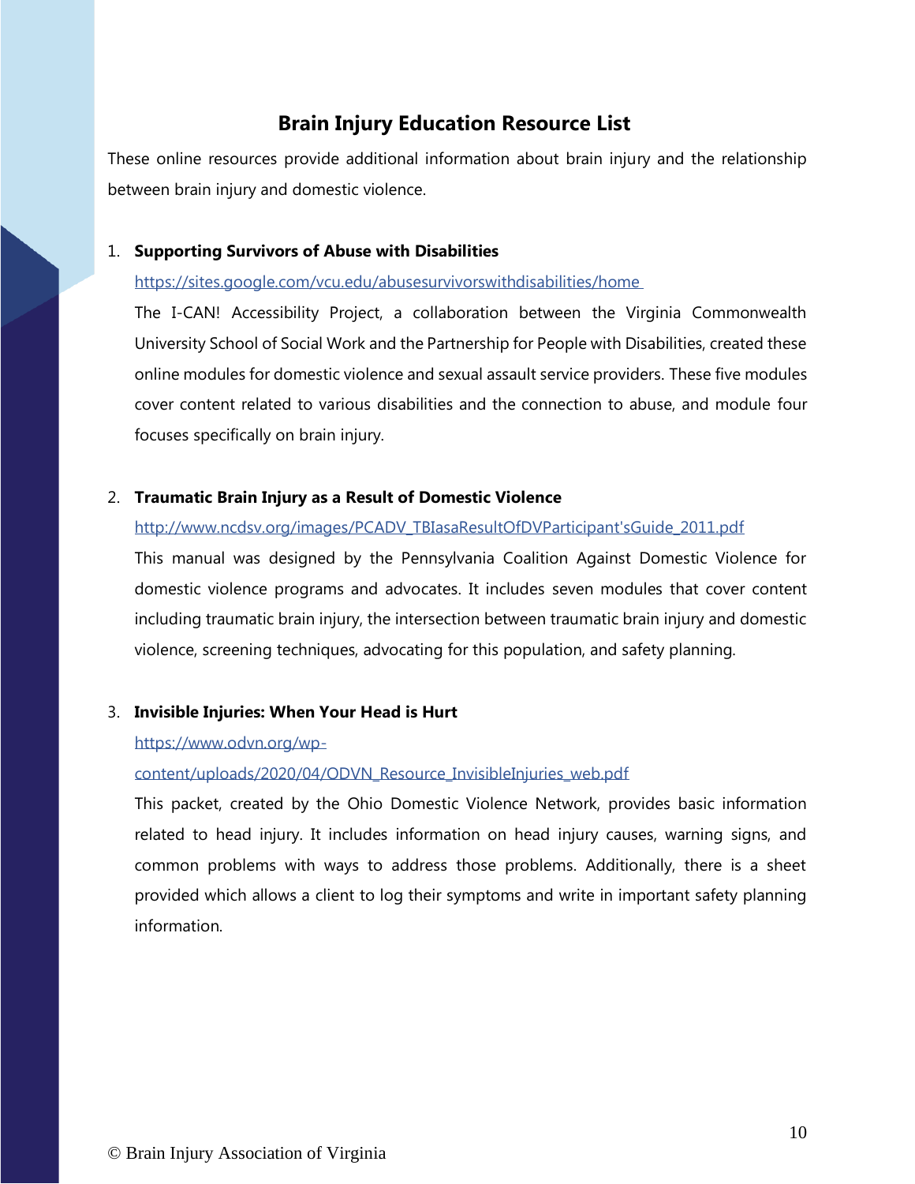## Brain Injury Education Resource List

These online resources provide additional information about brain injury and the relationship between brain injury and domestic violence.

1. **Supporting Survivors of Abuse with Disabilities**

   https://sites.google.com/vcu.edu/abusesurvivorswithdisabilities/home

   The I-CAN! Accessibility Project, a collaboration between the Virginia Commonwealth University School of Social Work and the Partnership for People with Disabilities, created these online modules for domestic violence and sexual assault service providers. These five modules cover content related to various disabilities and the connection to abuse, and module four focuses specifically on brain injury.

2. **Traumatic Brain Injury as a Result of Domestic Violence**

   http://www.ncdsv.org/images/PCADV_TBIasaResultOfDVParticipant'sGuide_2011.pdf

   This manual was designed by the Pennsylvania Coalition Against Domestic Violence for domestic violence programs and advocates. It includes seven modules that cover content including traumatic brain injury, the intersection between traumatic brain injury and domestic violence, screening techniques, advocating for this population, and safety planning.

3. **Invisible Injuries: When Your Head is Hurt**

   https://www.odvn.org/wp-content/uploads/2020/04/ODVN_Resource_InvisibleInjuries_web.pdf

   This packet, created by the Ohio Domestic Violence Network, provides basic information related to head injury. It includes information on head injury causes, warning signs, and common problems with ways to address those problems. Additionally, there is a sheet provided which allows a client to log their symptoms and write in important safety planning information.

© Brain Injury Association of Virginia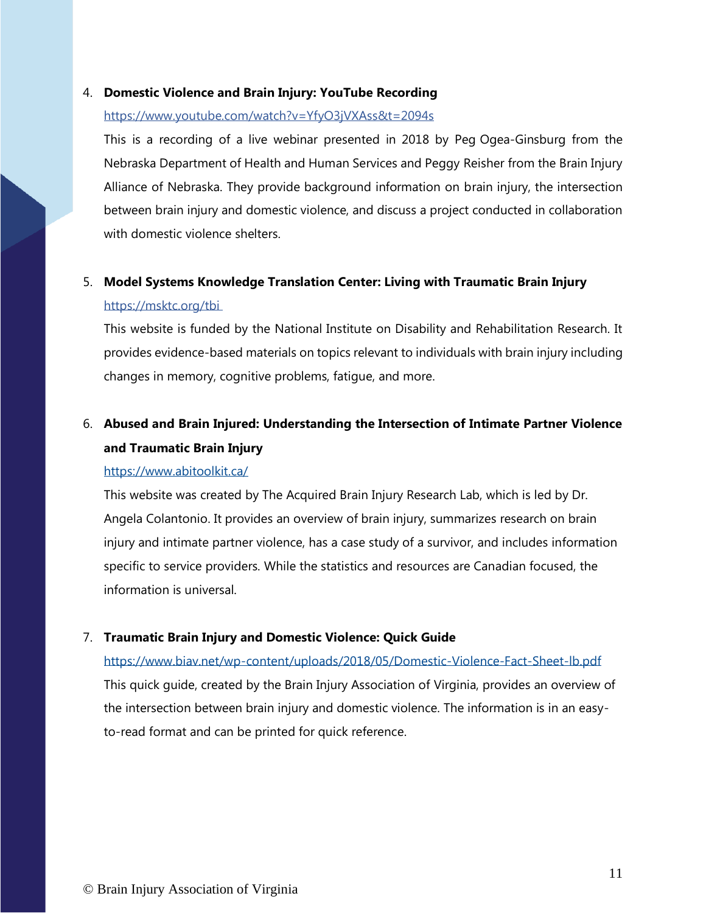4. **Domestic Violence and Brain Injury: YouTube Recording**

   https://www.youtube.com/watch?v=YfyO3jVXAss&t=2094s

   This is a recording of a live webinar presented in 2018 by Peg Ogea-Ginsburg from the Nebraska Department of Health and Human Services and Peggy Reisher from the Brain Injury Alliance of Nebraska. They provide background information on brain injury, the intersection between brain injury and domestic violence, and discuss a project conducted in collaboration with domestic violence shelters.

5. **Model Systems Knowledge Translation Center: Living with Traumatic Brain Injury**

   https://msktc.org/tbi

   This website is funded by the National Institute on Disability and Rehabilitation Research. It provides evidence-based materials on topics relevant to individuals with brain injury including changes in memory, cognitive problems, fatigue, and more.

6. **Abused and Brain Injured: Understanding the Intersection of Intimate Partner Violence and Traumatic Brain Injury**

   https://www.abitoolkit.ca/

   This website was created by The Acquired Brain Injury Research Lab, which is led by Dr. Angela Colantonio. It provides an overview of brain injury, summarizes research on brain injury and intimate partner violence, has a case study of a survivor, and includes information specific to service providers. While the statistics and resources are Canadian focused, the information is universal.

7. **Traumatic Brain Injury and Domestic Violence: Quick Guide**

   https://www.biav.net/wp-content/uploads/2018/05/Domestic-Violence-Fact-Sheet-lb.pdf

   This quick guide, created by the Brain Injury Association of Virginia, provides an overview of the intersection between brain injury and domestic violence. The information is in an easy-to-read format and can be printed for quick reference.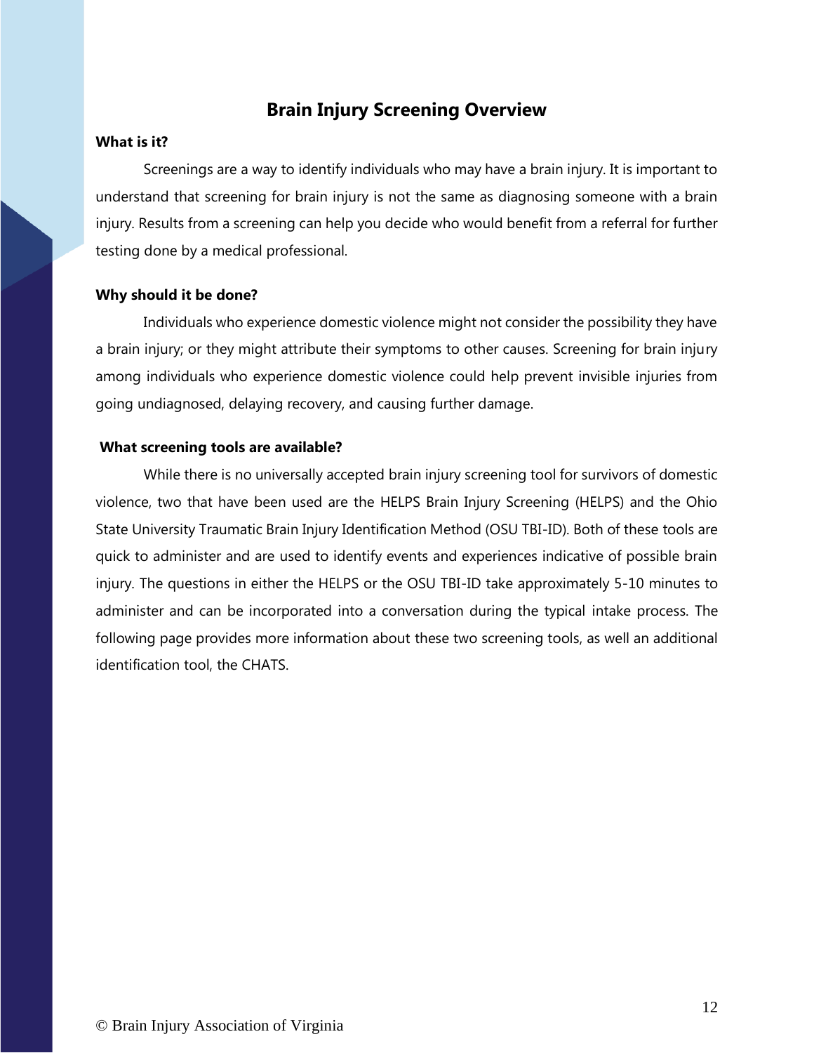## Brain Injury Screening Overview

**What is it?**

Screenings are a way to identify individuals who may have a brain injury. It is important to understand that screening for brain injury is not the same as diagnosing someone with a brain injury. Results from a screening can help you decide who would benefit from a referral for further testing done by a medical professional.

**Why should it be done?**

Individuals who experience domestic violence might not consider the possibility they have a brain injury; or they might attribute their symptoms to other causes. Screening for brain injury among individuals who experience domestic violence could help prevent invisible injuries from going undiagnosed, delaying recovery, and causing further damage.

**What screening tools are available?**

While there is no universally accepted brain injury screening tool for survivors of domestic violence, two that have been used are the HELPS Brain Injury Screening (HELPS) and the Ohio State University Traumatic Brain Injury Identification Method (OSU TBI-ID). Both of these tools are quick to administer and are used to identify events and experiences indicative of possible brain injury. The questions in either the HELPS or the OSU TBI-ID take approximately 5-10 minutes to administer and can be incorporated into a conversation during the typical intake process. The following page provides more information about these two screening tools, as well an additional identification tool, the CHATS.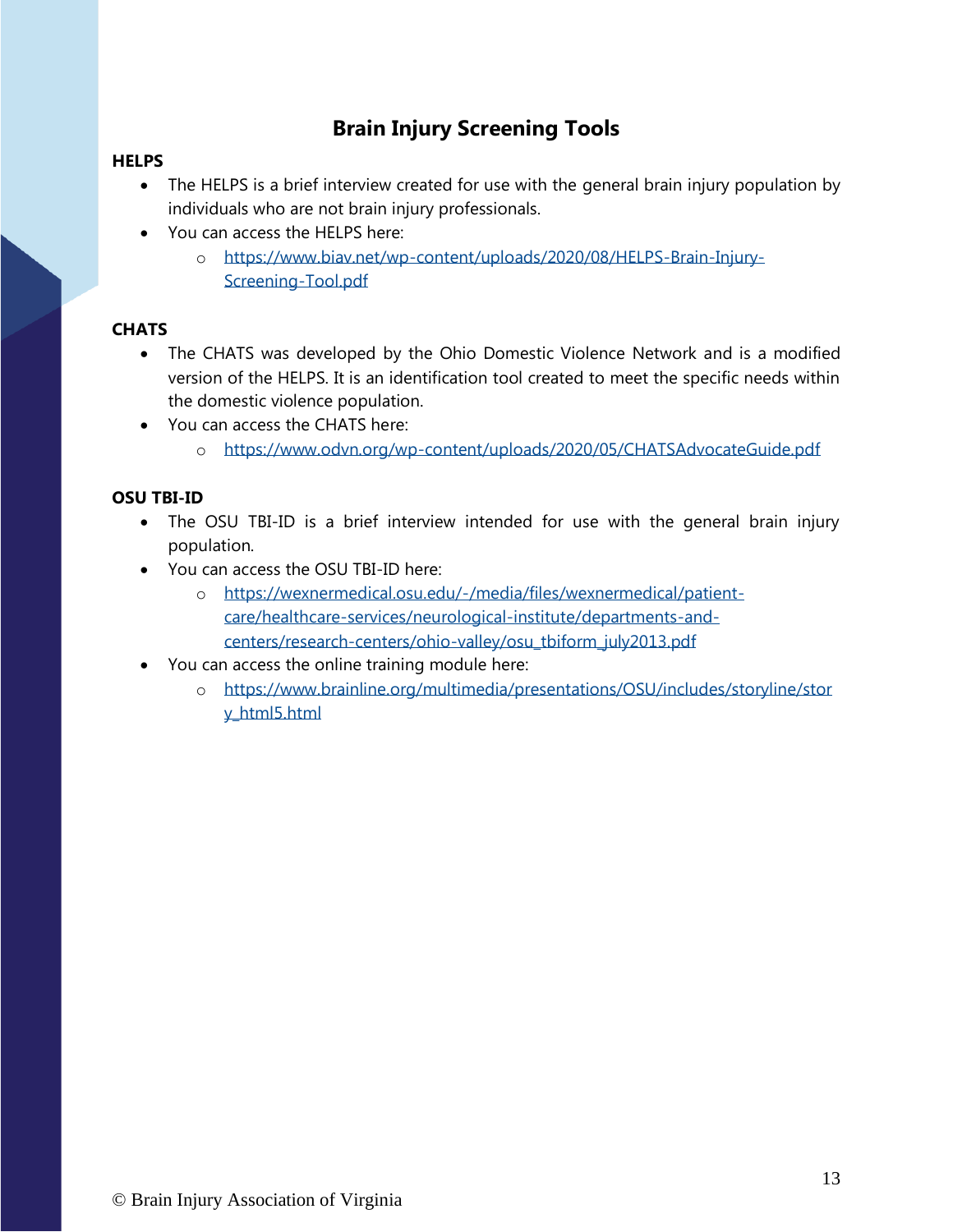# Brain Injury Screening Tools

**HELPS**

- The HELPS is a brief interview created for use with the general brain injury population by individuals who are not brain injury professionals.
- You can access the HELPS here:
  - https://www.biav.net/wp-content/uploads/2020/08/HELPS-Brain-Injury-Screening-Tool.pdf

**CHATS**

- The CHATS was developed by the Ohio Domestic Violence Network and is a modified version of the HELPS. It is an identification tool created to meet the specific needs within the domestic violence population.
- You can access the CHATS here:
  - https://www.odvn.org/wp-content/uploads/2020/05/CHATSAdvocateGuide.pdf

**OSU TBI-ID**

- The OSU TBI-ID is a brief interview intended for use with the general brain injury population.
- You can access the OSU TBI-ID here:
  - https://wexnermedical.osu.edu/-/media/files/wexnermedical/patient-care/healthcare-services/neurological-institute/departments-and-centers/research-centers/ohio-valley/osu_tbiform_july2013.pdf
- You can access the online training module here:
  - https://www.brainline.org/multimedia/presentations/OSU/includes/storyline/story_html5.html

© Brain Injury Association of Virginia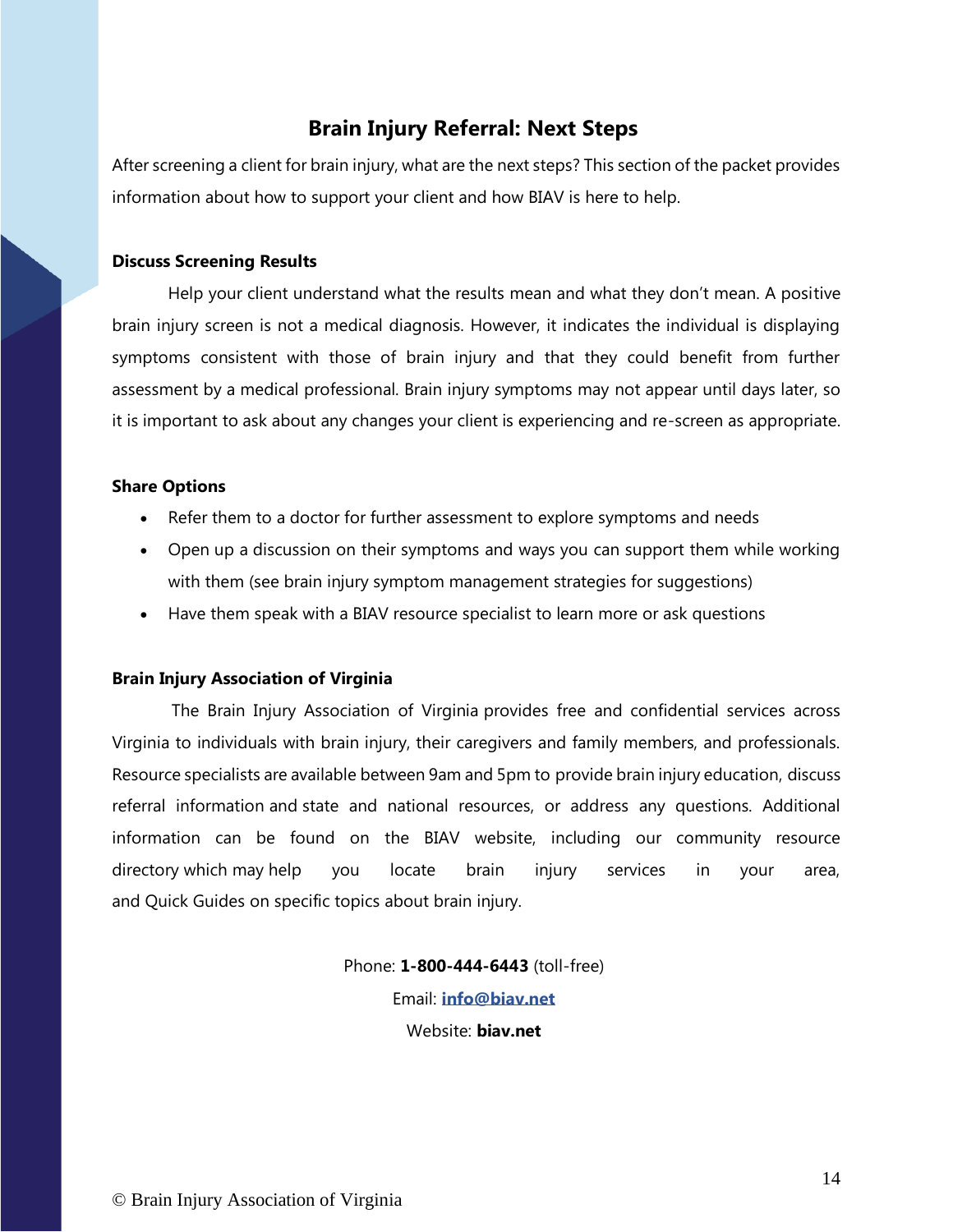## Brain Injury Referral: Next Steps

After screening a client for brain injury, what are the next steps? This section of the packet provides information about how to support your client and how BIAV is here to help.

**Discuss Screening Results**

Help your client understand what the results mean and what they don't mean. A positive brain injury screen is not a medical diagnosis. However, it indicates the individual is displaying symptoms consistent with those of brain injury and that they could benefit from further assessment by a medical professional. Brain injury symptoms may not appear until days later, so it is important to ask about any changes your client is experiencing and re-screen as appropriate.

**Share Options**

- Refer them to a doctor for further assessment to explore symptoms and needs
- Open up a discussion on their symptoms and ways you can support them while working with them (see brain injury symptom management strategies for suggestions)
- Have them speak with a BIAV resource specialist to learn more or ask questions

**Brain Injury Association of Virginia**

The Brain Injury Association of Virginia provides free and confidential services across Virginia to individuals with brain injury, their caregivers and family members, and professionals. Resource specialists are available between 9am and 5pm to provide brain injury education, discuss referral information and state and national resources, or address any questions. Additional information can be found on the BIAV website, including our community resource directory which may help you locate brain injury services in your area, and Quick Guides on specific topics about brain injury.

Phone: **1-800-444-6443** (toll-free)

Email: **info@biav.net**

Website: **biav.net**

© Brain Injury Association of Virginia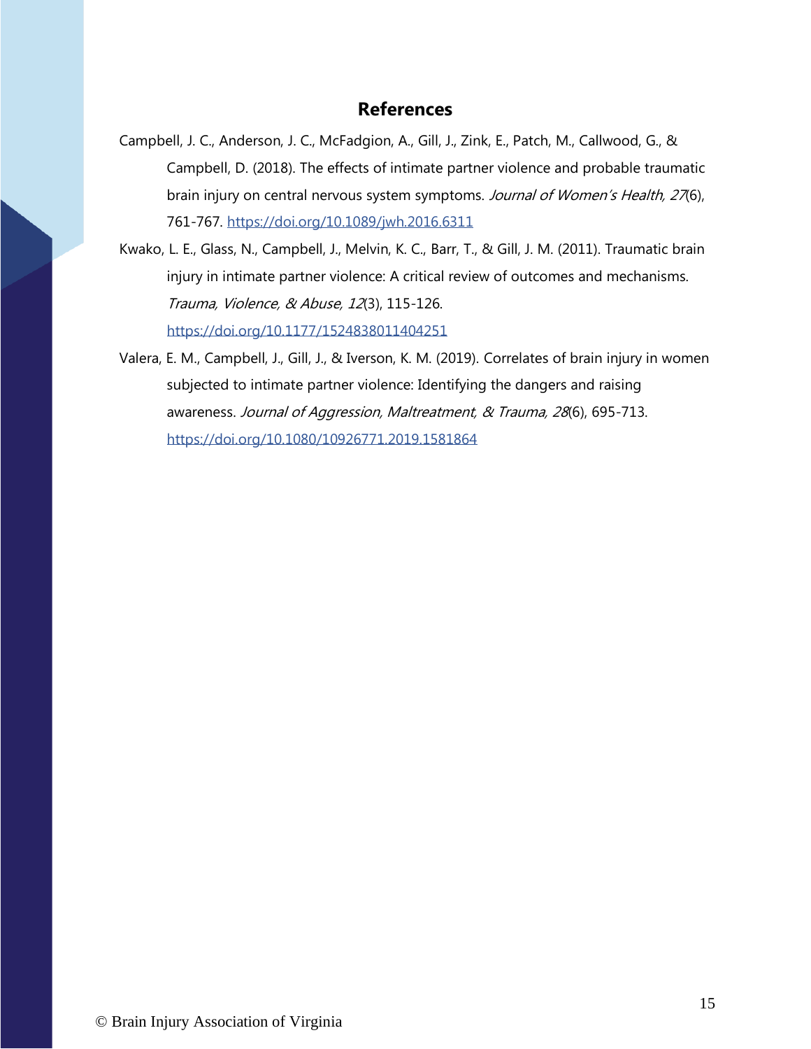# References

Campbell, J. C., Anderson, J. C., McFadgion, A., Gill, J., Zink, E., Patch, M., Callwood, G., & Campbell, D. (2018). The effects of intimate partner violence and probable traumatic brain injury on central nervous system symptoms. *Journal of Women's Health, 27*(6), 761-767. https://doi.org/10.1089/jwh.2016.6311

Kwako, L. E., Glass, N., Campbell, J., Melvin, K. C., Barr, T., & Gill, J. M. (2011). Traumatic brain injury in intimate partner violence: A critical review of outcomes and mechanisms. *Trauma, Violence, & Abuse, 12*(3), 115-126. https://doi.org/10.1177/1524838011404251

Valera, E. M., Campbell, J., Gill, J., & Iverson, K. M. (2019). Correlates of brain injury in women subjected to intimate partner violence: Identifying the dangers and raising awareness. *Journal of Aggression, Maltreatment, & Trauma, 28*(6), 695-713. https://doi.org/10.1080/10926771.2019.1581864